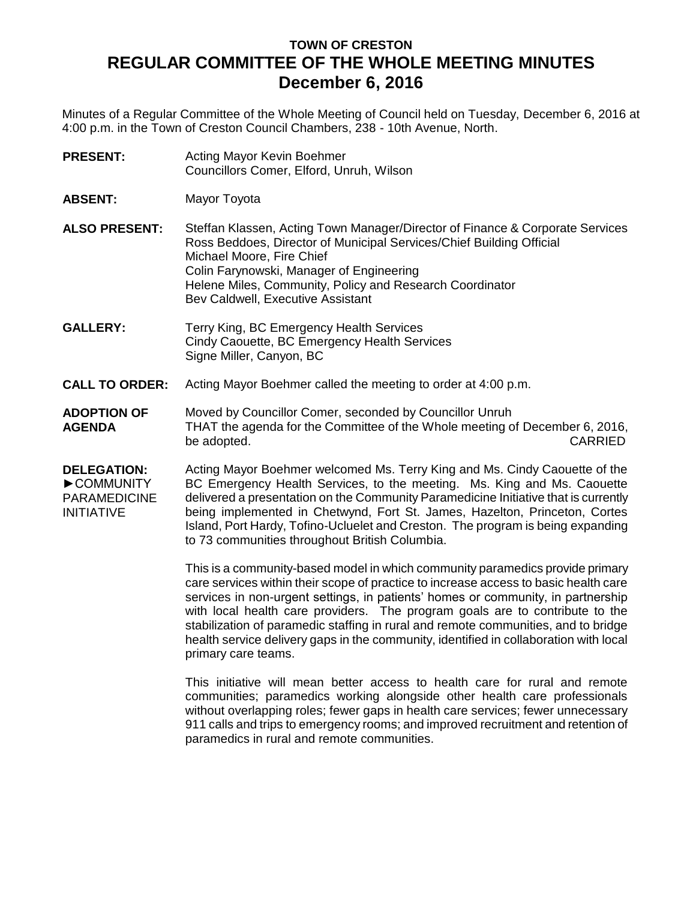# TOWN OF CRESTON
# REGULAR COMMITTEE OF THE WHOLE MEETING MINUTES
# December 6, 2016

Minutes of a Regular Committee of the Whole Meeting of Council held on Tuesday, December 6, 2016 at 4:00 p.m. in the Town of Creston Council Chambers, 238 - 10th Avenue, North.

**PRESENT:** Acting Mayor Kevin Boehmer
Councillors Comer, Elford, Unruh, Wilson

**ABSENT:** Mayor Toyota

**ALSO PRESENT:** Steffan Klassen, Acting Town Manager/Director of Finance & Corporate Services
Ross Beddoes, Director of Municipal Services/Chief Building Official
Michael Moore, Fire Chief
Colin Farynowski, Manager of Engineering
Helene Miles, Community, Policy and Research Coordinator
Bev Caldwell, Executive Assistant

**GALLERY:** Terry King, BC Emergency Health Services
Cindy Caouette, BC Emergency Health Services
Signe Miller, Canyon, BC

**CALL TO ORDER:** Acting Mayor Boehmer called the meeting to order at 4:00 p.m.

**ADOPTION OF AGENDA**

Moved by Councillor Comer, seconded by Councillor Unruh
THAT the agenda for the Committee of the Whole meeting of December 6, 2016, be adopted. CARRIED

**DELEGATION:**
►COMMUNITY PARAMEDICINE INITIATIVE

Acting Mayor Boehmer welcomed Ms. Terry King and Ms. Cindy Caouette of the BC Emergency Health Services, to the meeting. Ms. King and Ms. Caouette delivered a presentation on the Community Paramedicine Initiative that is currently being implemented in Chetwynd, Fort St. James, Hazelton, Princeton, Cortes Island, Port Hardy, Tofino-Ucluelet and Creston. The program is being expanding to 73 communities throughout British Columbia.

This is a community-based model in which community paramedics provide primary care services within their scope of practice to increase access to basic health care services in non-urgent settings, in patients' homes or community, in partnership with local health care providers. The program goals are to contribute to the stabilization of paramedic staffing in rural and remote communities, and to bridge health service delivery gaps in the community, identified in collaboration with local primary care teams.

This initiative will mean better access to health care for rural and remote communities; paramedics working alongside other health care professionals without overlapping roles; fewer gaps in health care services; fewer unnecessary 911 calls and trips to emergency rooms; and improved recruitment and retention of paramedics in rural and remote communities.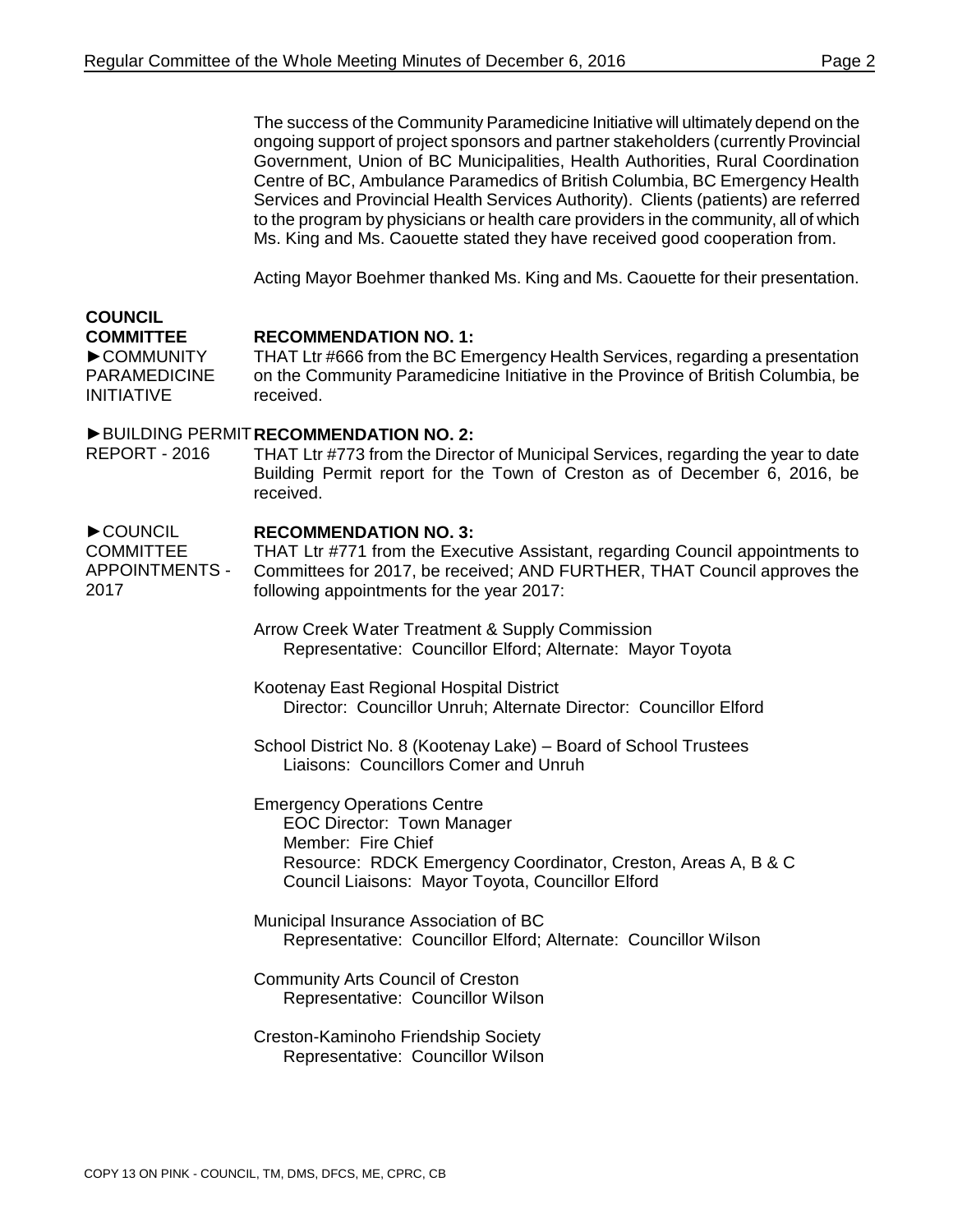The success of the Community Paramedicine Initiative will ultimately depend on the ongoing support of project sponsors and partner stakeholders (currently Provincial Government, Union of BC Municipalities, Health Authorities, Rural Coordination Centre of BC, Ambulance Paramedics of British Columbia, BC Emergency Health Services and Provincial Health Services Authority). Clients (patients) are referred to the program by physicians or health care providers in the community, all of which Ms. King and Ms. Caouette stated they have received good cooperation from.

Acting Mayor Boehmer thanked Ms. King and Ms. Caouette for their presentation.

**COUNCIL COMMITTEE**

►COMMUNITY PARAMEDICINE INITIATIVE

**RECOMMENDATION NO. 1:**

THAT Ltr #666 from the BC Emergency Health Services, regarding a presentation on the Community Paramedicine Initiative in the Province of British Columbia, be received.

►BUILDING PERMIT REPORT - 2016

**RECOMMENDATION NO. 2:**

THAT Ltr #773 from the Director of Municipal Services, regarding the year to date Building Permit report for the Town of Creston as of December 6, 2016, be received.

►COUNCIL COMMITTEE APPOINTMENTS - 2017

**RECOMMENDATION NO. 3:**

THAT Ltr #771 from the Executive Assistant, regarding Council appointments to Committees for 2017, be received; AND FURTHER, THAT Council approves the following appointments for the year 2017:

Arrow Creek Water Treatment & Supply Commission
Representative: Councillor Elford; Alternate: Mayor Toyota

Kootenay East Regional Hospital District
Director: Councillor Unruh; Alternate Director: Councillor Elford

School District No. 8 (Kootenay Lake) – Board of School Trustees
Liaisons: Councillors Comer and Unruh

Emergency Operations Centre
EOC Director: Town Manager
Member: Fire Chief
Resource: RDCK Emergency Coordinator, Creston, Areas A, B & C
Council Liaisons: Mayor Toyota, Councillor Elford

Municipal Insurance Association of BC
Representative: Councillor Elford; Alternate: Councillor Wilson

Community Arts Council of Creston
Representative: Councillor Wilson

Creston-Kaminoho Friendship Society
Representative: Councillor Wilson

COPY 13 ON PINK - COUNCIL, TM, DMS, DFCS, ME, CPRC, CB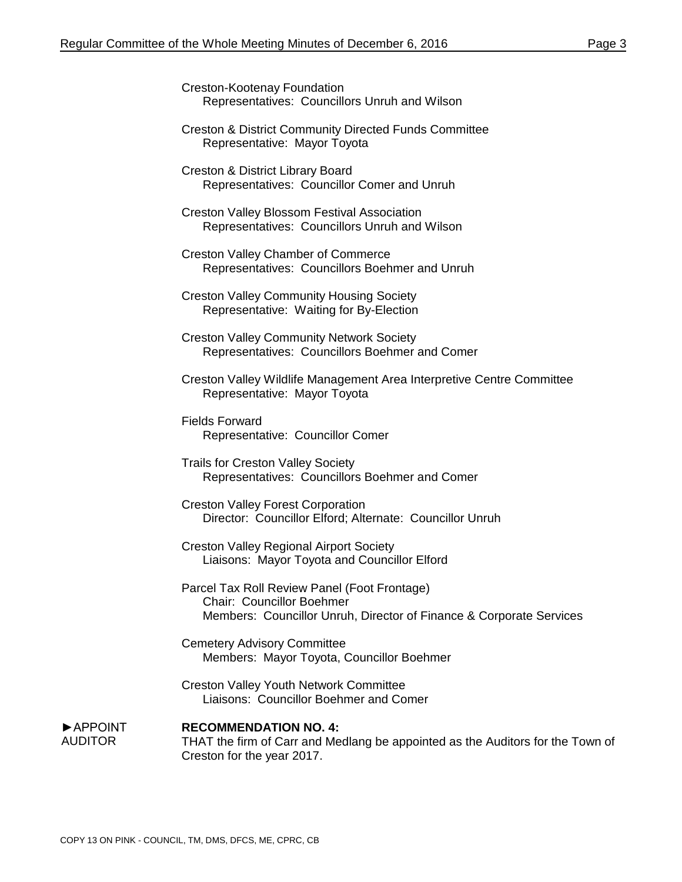Creston-Kootenay Foundation
Representatives: Councillors Unruh and Wilson

Creston & District Community Directed Funds Committee
Representative: Mayor Toyota

Creston & District Library Board
Representatives: Councillor Comer and Unruh

Creston Valley Blossom Festival Association
Representatives: Councillors Unruh and Wilson

Creston Valley Chamber of Commerce
Representatives: Councillors Boehmer and Unruh

Creston Valley Community Housing Society
Representative: Waiting for By-Election

Creston Valley Community Network Society
Representatives: Councillors Boehmer and Comer

Creston Valley Wildlife Management Area Interpretive Centre Committee
Representative: Mayor Toyota

Fields Forward
Representative: Councillor Comer

Trails for Creston Valley Society
Representatives: Councillors Boehmer and Comer

Creston Valley Forest Corporation
Director: Councillor Elford; Alternate: Councillor Unruh

Creston Valley Regional Airport Society
Liaisons: Mayor Toyota and Councillor Elford

Parcel Tax Roll Review Panel (Foot Frontage)
Chair: Councillor Boehmer
Members: Councillor Unruh, Director of Finance & Corporate Services

Cemetery Advisory Committee
Members: Mayor Toyota, Councillor Boehmer

Creston Valley Youth Network Committee
Liaisons: Councillor Boehmer and Comer

►APPOINT AUDITOR

**RECOMMENDATION NO. 4:**
THAT the firm of Carr and Medlang be appointed as the Auditors for the Town of Creston for the year 2017.

COPY 13 ON PINK - COUNCIL, TM, DMS, DFCS, ME, CPRC, CB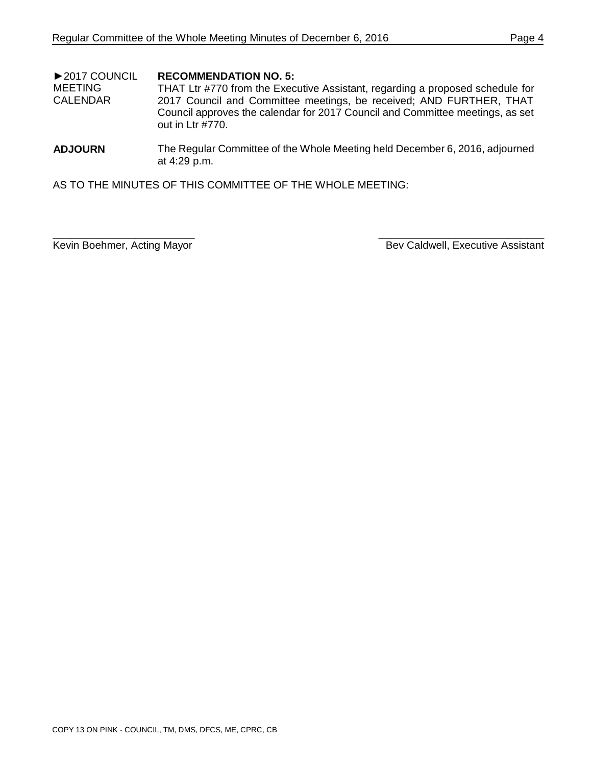►2017 COUNCIL MEETING CALENDAR

**RECOMMENDATION NO. 5:**
THAT Ltr #770 from the Executive Assistant, regarding a proposed schedule for 2017 Council and Committee meetings, be received; AND FURTHER, THAT Council approves the calendar for 2017 Council and Committee meetings, as set out in Ltr #770.

**ADJOURN**

The Regular Committee of the Whole Meeting held December 6, 2016, adjourned at 4:29 p.m.

AS TO THE MINUTES OF THIS COMMITTEE OF THE WHOLE MEETING:

\_\_\_\_\_\_\_\_\_\_\_\_\_\_\_\_\_\_\_\_\_\_\_\_\_\_
Kevin Boehmer, Acting Mayor

\_\_\_\_\_\_\_\_\_\_\_\_\_\_\_\_\_\_\_\_\_\_\_\_\_\_
Bev Caldwell, Executive Assistant

COPY 13 ON PINK - COUNCIL, TM, DMS, DFCS, ME, CPRC, CB